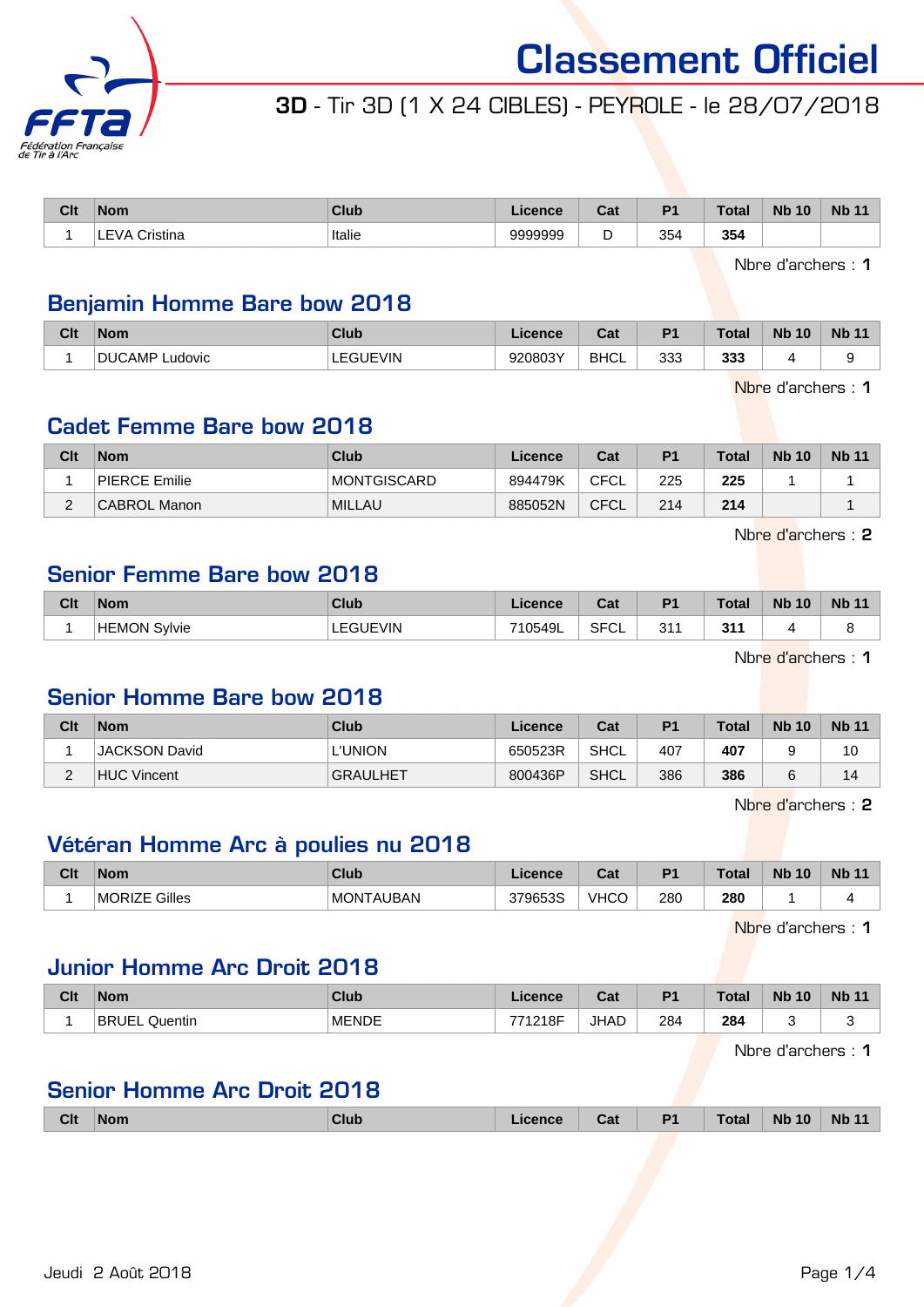# Classement Officiel

## 3D - Tir 3D (1 X 24 CIBLES) - PEYROLE - le 28/07/2018

| Clt | Nom | Club | Licence | Cat | P1 | Total | Nb 10 | Nb 11 |
|---|---|---|---|---|---|---|---|---|
| 1 | LEVA Cristina | Italie | 9999999 | D | 354 | **354** | | |

Nbre d'archers : **1**

## Benjamin Homme Bare bow 2018

| Clt | Nom | Club | Licence | Cat | P1 | Total | Nb 10 | Nb 11 |
|---|---|---|---|---|---|---|---|---|
| 1 | DUCAMP Ludovic | LEGUEVIN | 920803Y | BHCL | 333 | **333** | 4 | 9 |

Nbre d'archers : **1**

## Cadet Femme Bare bow 2018

| Clt | Nom | Club | Licence | Cat | P1 | Total | Nb 10 | Nb 11 |
|---|---|---|---|---|---|---|---|---|
| 1 | PIERCE Emilie | MONTGISCARD | 894479K | CFCL | 225 | **225** | 1 | 1 |
| 2 | CABROL Manon | MILLAU | 885052N | CFCL | 214 | **214** | | 1 |

Nbre d'archers : **2**

## Senior Femme Bare bow 2018

| Clt | Nom | Club | Licence | Cat | P1 | Total | Nb 10 | Nb 11 |
|---|---|---|---|---|---|---|---|---|
| 1 | HEMON Sylvie | LEGUEVIN | 710549L | SFCL | 311 | **311** | 4 | 8 |

Nbre d'archers : **1**

## Senior Homme Bare bow 2018

| Clt | Nom | Club | Licence | Cat | P1 | Total | Nb 10 | Nb 11 |
|---|---|---|---|---|---|---|---|---|
| 1 | JACKSON David | L'UNION | 650523R | SHCL | 407 | **407** | 9 | 10 |
| 2 | HUC Vincent | GRAULHET | 800436P | SHCL | 386 | **386** | 6 | 14 |

Nbre d'archers : **2**

## Vétéran Homme Arc à poulies nu 2018

| Clt | Nom | Club | Licence | Cat | P1 | Total | Nb 10 | Nb 11 |
|---|---|---|---|---|---|---|---|---|
| 1 | MORIZE Gilles | MONTAUBAN | 379653S | VHCO | 280 | **280** | 1 | 4 |

Nbre d'archers : **1**

## Junior Homme Arc Droit 2018

| Clt | Nom | Club | Licence | Cat | P1 | Total | Nb 10 | Nb 11 |
|---|---|---|---|---|---|---|---|---|
| 1 | BRUEL Quentin | MENDE | 771218F | JHAD | 284 | **284** | 3 | 3 |

Nbre d'archers : **1**

## Senior Homme Arc Droit 2018

| Clt | Nom | Club | Licence | Cat | P1 | Total | Nb 10 | Nb 11 |
|---|---|---|---|---|---|---|---|---|

Jeudi 2 Août 2018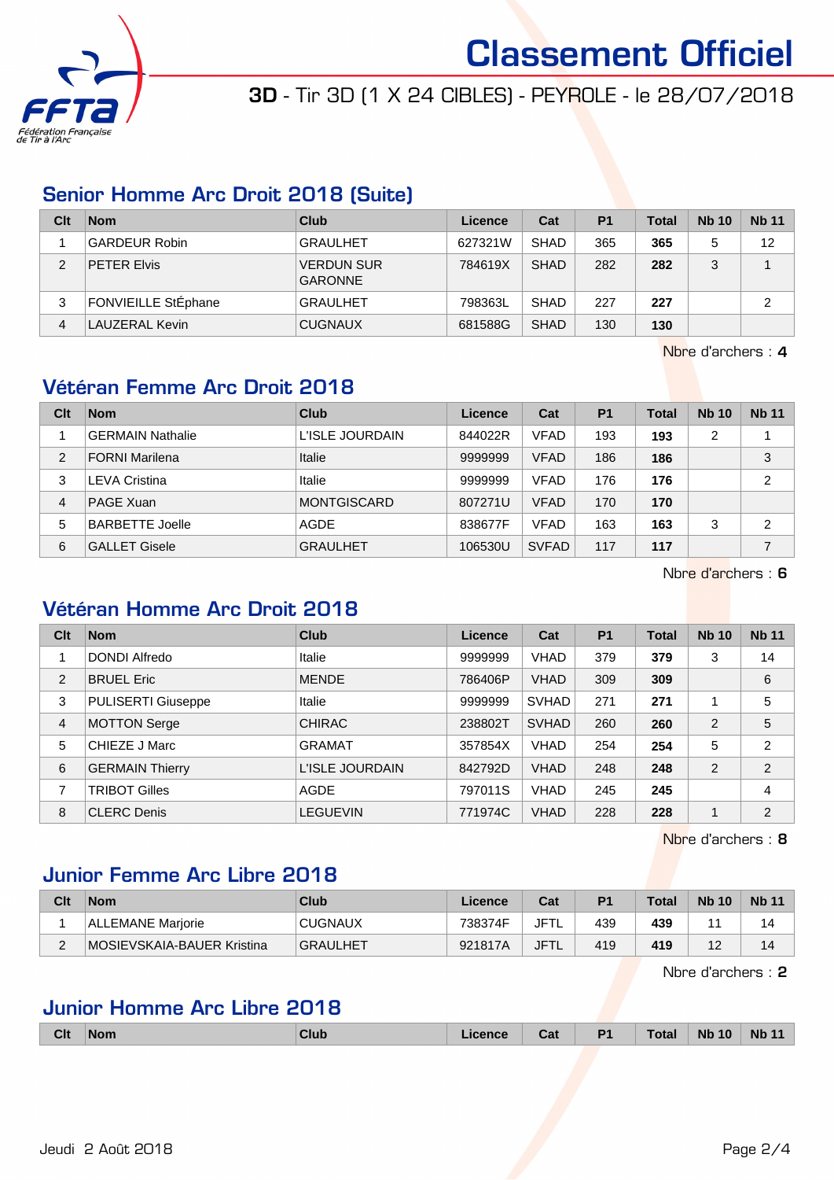# Classement Officiel

**3D** - Tir 3D (1 X 24 CIBLES) - PEYROLE - le 28/07/2018

## Senior Homme Arc Droit 2018 (Suite)

| Clt | Nom | Club | Licence | Cat | P1 | Total | Nb 10 | Nb 11 |
|---|---|---|---|---|---|---|---|---|
| 1 | GARDEUR Robin | GRAULHET | 627321W | SHAD | 365 | **365** | 5 | 12 |
| 2 | PETER Elvis | VERDUN SUR GARONNE | 784619X | SHAD | 282 | **282** | 3 | 1 |
| 3 | FONVIEILLE StÉphane | GRAULHET | 798363L | SHAD | 227 | **227** | | 2 |
| 4 | LAUZERAL Kevin | CUGNAUX | 681588G | SHAD | 130 | **130** | | |

Nbre d'archers : **4**

## Vétéran Femme Arc Droit 2018

| Clt | Nom | Club | Licence | Cat | P1 | Total | Nb 10 | Nb 11 |
|---|---|---|---|---|---|---|---|---|
| 1 | GERMAIN Nathalie | L'ISLE JOURDAIN | 844022R | VFAD | 193 | **193** | 2 | 1 |
| 2 | FORNI Marilena | Italie | 9999999 | VFAD | 186 | **186** | | 3 |
| 3 | LEVA Cristina | Italie | 9999999 | VFAD | 176 | **176** | | 2 |
| 4 | PAGE Xuan | MONTGISCARD | 807271U | VFAD | 170 | **170** | | |
| 5 | BARBETTE Joelle | AGDE | 838677F | VFAD | 163 | **163** | 3 | 2 |
| 6 | GALLET Gisele | GRAULHET | 106530U | SVFAD | 117 | **117** | | 7 |

Nbre d'archers : **6**

## Vétéran Homme Arc Droit 2018

| Clt | Nom | Club | Licence | Cat | P1 | Total | Nb 10 | Nb 11 |
|---|---|---|---|---|---|---|---|---|
| 1 | DONDI Alfredo | Italie | 9999999 | VHAD | 379 | **379** | 3 | 14 |
| 2 | BRUEL Eric | MENDE | 786406P | VHAD | 309 | **309** | | 6 |
| 3 | PULISERTI Giuseppe | Italie | 9999999 | SVHAD | 271 | **271** | 1 | 5 |
| 4 | MOTTON Serge | CHIRAC | 238802T | SVHAD | 260 | **260** | 2 | 5 |
| 5 | CHIEZE J Marc | GRAMAT | 357854X | VHAD | 254 | **254** | 5 | 2 |
| 6 | GERMAIN Thierry | L'ISLE JOURDAIN | 842792D | VHAD | 248 | **248** | 2 | 2 |
| 7 | TRIBOT Gilles | AGDE | 797011S | VHAD | 245 | **245** | | 4 |
| 8 | CLERC Denis | LEGUEVIN | 771974C | VHAD | 228 | **228** | 1 | 2 |

Nbre d'archers : **8**

## Junior Femme Arc Libre 2018

| Clt | Nom | Club | Licence | Cat | P1 | Total | Nb 10 | Nb 11 |
|---|---|---|---|---|---|---|---|---|
| 1 | ALLEMANE Marjorie | CUGNAUX | 738374F | JFTL | 439 | **439** | 11 | 14 |
| 2 | MOSIEVSKAIA-BAUER Kristina | GRAULHET | 921817A | JFTL | 419 | **419** | 12 | 14 |

Nbre d'archers : **2**

## Junior Homme Arc Libre 2018

| Clt | Nom | Club | Licence | Cat | P1 | Total | Nb 10 | Nb 11 |
|---|---|---|---|---|---|---|---|---|

Jeudi 2 Août 2018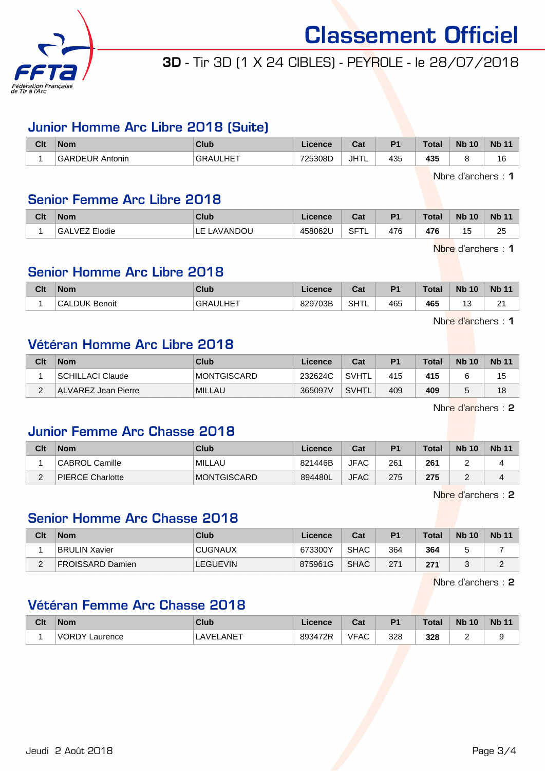# Classement Officiel

**3D** - Tir 3D (1 X 24 CIBLES) - PEYROLE - le 28/07/2018

## Junior Homme Arc Libre 2018 (Suite)

| Clt | Nom | Club | Licence | Cat | P1 | Total | Nb 10 | Nb 11 |
|---|---|---|---|---|---|---|---|---|
| 1 | GARDEUR Antonin | GRAULHET | 725308D | JHTL | 435 | **435** | 8 | 16 |

Nbre d'archers : **1**

## Senior Femme Arc Libre 2018

| Clt | Nom | Club | Licence | Cat | P1 | Total | Nb 10 | Nb 11 |
|---|---|---|---|---|---|---|---|---|
| 1 | GALVEZ Elodie | LE LAVANDOU | 458062U | SFTL | 476 | **476** | 15 | 25 |

Nbre d'archers : **1**

## Senior Homme Arc Libre 2018

| Clt | Nom | Club | Licence | Cat | P1 | Total | Nb 10 | Nb 11 |
|---|---|---|---|---|---|---|---|---|
| 1 | CALDUK Benoit | GRAULHET | 829703B | SHTL | 465 | **465** | 13 | 21 |

Nbre d'archers : **1**

## Vétéran Homme Arc Libre 2018

| Clt | Nom | Club | Licence | Cat | P1 | Total | Nb 10 | Nb 11 |
|---|---|---|---|---|---|---|---|---|
| 1 | SCHILLACI Claude | MONTGISCARD | 232624C | SVHTL | 415 | **415** | 6 | 15 |
| 2 | ALVAREZ Jean Pierre | MILLAU | 365097V | SVHTL | 409 | **409** | 5 | 18 |

Nbre d'archers : **2**

## Junior Femme Arc Chasse 2018

| Clt | Nom | Club | Licence | Cat | P1 | Total | Nb 10 | Nb 11 |
|---|---|---|---|---|---|---|---|---|
| 1 | CABROL Camille | MILLAU | 821446B | JFAC | 261 | **261** | 2 | 4 |
| 2 | PIERCE Charlotte | MONTGISCARD | 894480L | JFAC | 275 | **275** | 2 | 4 |

Nbre d'archers : **2**

## Senior Homme Arc Chasse 2018

| Clt | Nom | Club | Licence | Cat | P1 | Total | Nb 10 | Nb 11 |
|---|---|---|---|---|---|---|---|---|
| 1 | BRULIN Xavier | CUGNAUX | 673300Y | SHAC | 364 | **364** | 5 | 7 |
| 2 | FROISSARD Damien | LEGUEVIN | 875961G | SHAC | 271 | **271** | 3 | 2 |

Nbre d'archers : **2**

## Vétéran Femme Arc Chasse 2018

| Clt | Nom | Club | Licence | Cat | P1 | Total | Nb 10 | Nb 11 |
|---|---|---|---|---|---|---|---|---|
| 1 | VORDY Laurence | LAVELANET | 893472R | VFAC | 328 | **328** | 2 | 9 |

Jeudi 2 Août 2018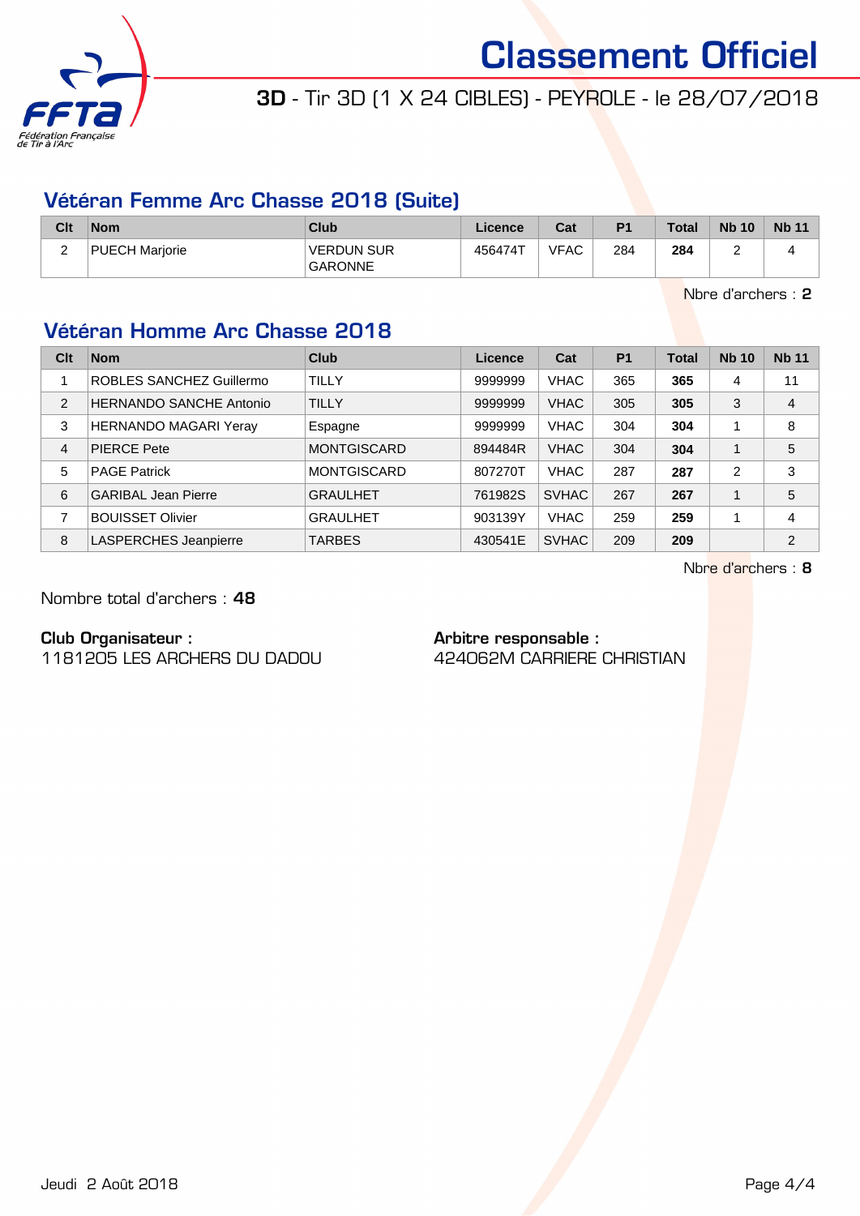# Classement Officiel

**3D** - Tir 3D (1 X 24 CIBLES) - PEYROLE - le 28/07/2018

## Vétéran Femme Arc Chasse 2018 (Suite)

| Clt | Nom | Club | Licence | Cat | P1 | Total | Nb 10 | Nb 11 |
|---|---|---|---|---|---|---|---|---|
| 2 | PUECH Marjorie | VERDUN SUR GARONNE | 456474T | VFAC | 284 | **284** | 2 | 4 |

Nbre d'archers : **2**

## Vétéran Homme Arc Chasse 2018

| Clt | Nom | Club | Licence | Cat | P1 | Total | Nb 10 | Nb 11 |
|---|---|---|---|---|---|---|---|---|
| 1 | ROBLES SANCHEZ Guillermo | TILLY | 9999999 | VHAC | 365 | **365** | 4 | 11 |
| 2 | HERNANDO SANCHE Antonio | TILLY | 9999999 | VHAC | 305 | **305** | 3 | 4 |
| 3 | HERNANDO MAGARI Yeray | Espagne | 9999999 | VHAC | 304 | **304** | 1 | 8 |
| 4 | PIERCE Pete | MONTGISCARD | 894484R | VHAC | 304 | **304** | 1 | 5 |
| 5 | PAGE Patrick | MONTGISCARD | 807270T | VHAC | 287 | **287** | 2 | 3 |
| 6 | GARIBAL Jean Pierre | GRAULHET | 761982S | SVHAC | 267 | **267** | 1 | 5 |
| 7 | BOUISSET Olivier | GRAULHET | 903139Y | VHAC | 259 | **259** | 1 | 4 |
| 8 | LASPERCHES Jeanpierre | TARBES | 430541E | SVHAC | 209 | **209** | | 2 |

Nbre d'archers : **8**

Nombre total d'archers : **48**

**Club Organisateur :**
1181205 LES ARCHERS DU DADOU

**Arbitre responsable :**
424062M CARRIERE CHRISTIAN

Jeudi 2 Août 2018